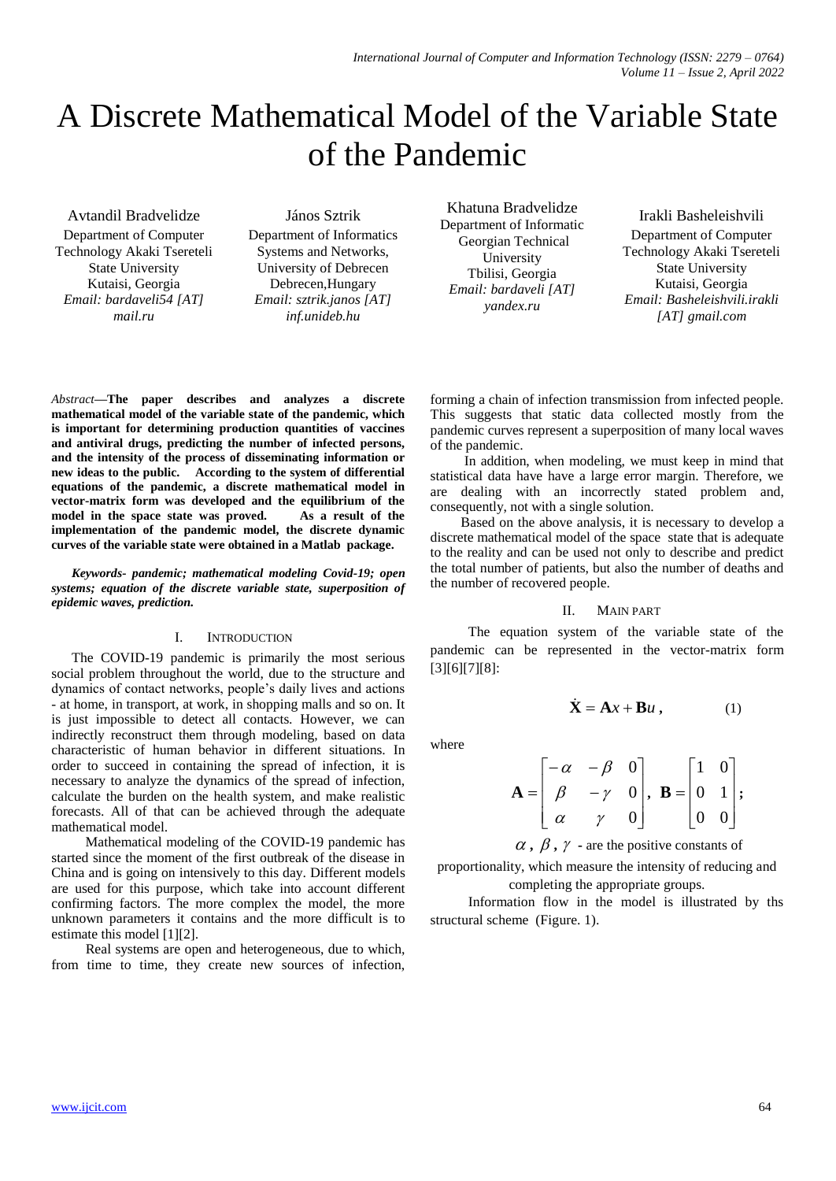# A Discrete Mathematical Model of the Variable State of the Pandemic

Avtandil Bradvelidze
Department of Computer Technology Akaki Tsereteli State University
Kutaisi, Georgia
*Email: bardaveli54 [AT] mail.ru*

János Sztrik
Department of Informatics Systems and Networks, University of Debrecen
Debrecen,Hungary
*Email: sztrik.janos [AT] inf.unideb.hu*

Khatuna Bradvelidze
Department of Informatic Georgian Technical University
Tbilisi, Georgia
*Email: bardaveli [AT] yandex.ru*

Irakli Basheleishvili
Department of Computer Technology Akaki Tsereteli State University
Kutaisi, Georgia
*Email: Basheleishvili.irakli [AT] gmail.com*

*Abstract*—**The paper describes and analyzes a discrete mathematical model of the variable state of the pandemic, which is important for determining production quantities of vaccines and antiviral drugs, predicting the number of infected persons, and the intensity of the process of disseminating information or new ideas to the public. According to the system of differential equations of the pandemic, a discrete mathematical model in vector-matrix form was developed and the equilibrium of the model in the space state was proved. As a result of the implementation of the pandemic model, the discrete dynamic curves of the variable state were obtained in a Matlab package.**

***Keywords- pandemic; mathematical modeling Covid-19; open systems; equation of the discrete variable state, superposition of epidemic waves, prediction.***

## I. Introduction

The COVID-19 pandemic is primarily the most serious social problem throughout the world, due to the structure and dynamics of contact networks, people's daily lives and actions - at home, in transport, at work, in shopping malls and so on. It is just impossible to detect all contacts. However, we can indirectly reconstruct them through modeling, based on data characteristic of human behavior in different situations. In order to succeed in containing the spread of infection, it is necessary to analyze the dynamics of the spread of infection, calculate the burden on the health system, and make realistic forecasts. All of that can be achieved through the adequate mathematical model.

Mathematical modeling of the COVID-19 pandemic has started since the moment of the first outbreak of the disease in China and is going on intensively to this day. Different models are used for this purpose, which take into account different confirming factors. The more complex the model, the more unknown parameters it contains and the more difficult is to estimate this model [1][2].

Real systems are open and heterogeneous, due to which, from time to time, they create new sources of infection, forming a chain of infection transmission from infected people. This suggests that static data collected mostly from the pandemic curves represent a superposition of many local waves of the pandemic.

In addition, when modeling, we must keep in mind that statistical data have have a large error margin. Therefore, we are dealing with an incorrectly stated problem and, consequently, not with a single solution.

Based on the above analysis, it is necessary to develop a discrete mathematical model of the space state that is adequate to the reality and can be used not only to describe and predict the total number of patients, but also the number of deaths and the number of recovered people.

## II. Main Part

The equation system of the variable state of the pandemic can be represented in the vector-matrix form [3][6][7][8]:

$$\dot{\mathbf{X}} = \mathbf{A}x + \mathbf{B}u \,, \qquad (1)$$

where

$$\mathbf{A} = \begin{bmatrix} -\alpha & -\beta & 0 \\ \beta & -\gamma & 0 \\ \alpha & \gamma & 0 \end{bmatrix}, \ \mathbf{B} = \begin{bmatrix} 1 & 0 \\ 0 & 1 \\ 0 & 0 \end{bmatrix};$$

$\alpha$, $\beta$, $\gamma$ - are the positive constants of proportionality, which measure the intensity of reducing and completing the appropriate groups.

Information flow in the model is illustrated by ths structural scheme (Figure. 1).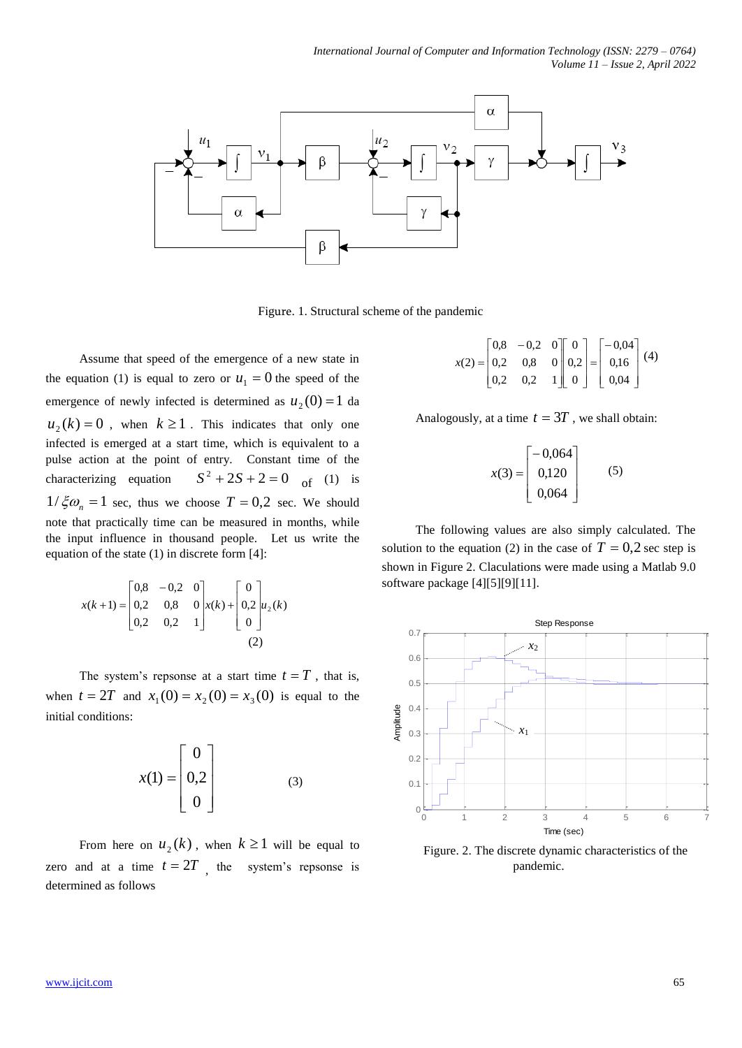Figure. 1. Structural scheme of the pandemic

Assume that speed of the emergence of a new state in the equation (1) is equal to zero or $u_1 = 0$ the speed of the emergence of newly infected is determined as $u_2(0) = 1$ da $u_2(k) = 0$ , when $k \geq 1$ . This indicates that only one infected is emerged at a start time, which is equivalent to a pulse action at the point of entry. Constant time of the characterizing equation $S^2 + 2S + 2 = 0$ of (1) is $1/\xi\omega_n = 1$ sec, thus we choose $T = 0{,}2$ sec. We should note that practically time can be measured in months, while the input influence in thousand people. Let us write the equation of the state (1) in discrete form [4]:

$$x(k+1) = \begin{bmatrix} 0{,}8 & -0{,}2 & 0 \\ 0{,}2 & 0{,}8 & 0 \\ 0{,}2 & 0{,}2 & 1 \end{bmatrix} x(k) + \begin{bmatrix} 0 \\ 0{,}2 \\ 0 \end{bmatrix} u_2(k) \tag{2}$$

The system's repsonse at a start time $t = T$ , that is, when $t = 2T$ and $x_1(0) = x_2(0) = x_3(0)$ is equal to the initial conditions:

$$x(1) = \begin{bmatrix} 0 \\ 0{,}2 \\ 0 \end{bmatrix} \tag{3}$$

From here on $u_2(k)$ , when $k \geq 1$ will be equal to zero and at a time $t = 2T$ , the system's repsonse is determined as follows

$$x(2) = \begin{bmatrix} 0{,}8 & -0{,}2 & 0 \\ 0{,}2 & 0{,}8 & 0 \\ 0{,}2 & 0{,}2 & 1 \end{bmatrix} \begin{bmatrix} 0 \\ 0{,}2 \\ 0 \end{bmatrix} = \begin{bmatrix} -0{,}04 \\ 0{,}16 \\ 0{,}04 \end{bmatrix} \tag{4}$$

Analogously, at a time $t = 3T$ , we shall obtain:

$$x(3) = \begin{bmatrix} -0{,}064 \\ 0{,}120 \\ 0{,}064 \end{bmatrix} \tag{5}$$

The following values are also simply calculated. The solution to the equation (2) in the case of $T = 0{,}2$ sec step is shown in Figure 2. Claculations were made using a Matlab 9.0 software package [4][5][9][11].

Figure. 2. The discrete dynamic characteristics of the pandemic.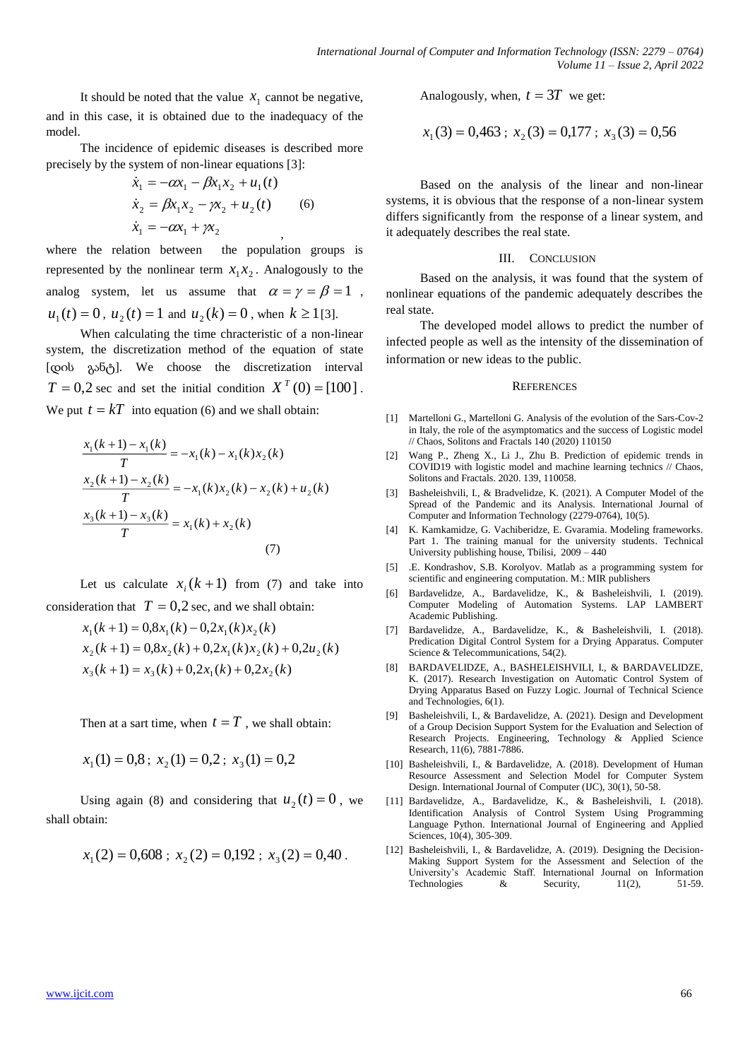It should be noted that the value $x_1$ cannot be negative, and in this case, it is obtained due to the inadequacy of the model.

The incidence of epidemic diseases is described more precisely by the system of non-linear equations [3]:

$$\begin{aligned} \dot{x}_1 &= -\alpha x_1 - \beta x_1 x_2 + u_1(t) \\ \dot{x}_2 &= \beta x_1 x_2 - \gamma x_2 + u_2(t) \\ \dot{x}_1 &= -\alpha x_1 + \gamma x_2 \end{aligned} \qquad (6)$$

where the relation between the population groups is represented by the nonlinear term $x_1 x_2$. Analogously to the analog system, let us assume that $\alpha = \gamma = \beta = 1$, $u_1(t) = 0$, $u_2(t) = 1$ and $u_2(k) = 0$, when $k \geq 1$ [3].

When calculating the time chracteristic of a non-linear system, the discretization method of the equation of state [დის გა6ტ]. We choose the discretization interval $T = 0{,}2$ sec and set the initial condition $X^T(0) = [100]$. We put $t = kT$ into equation (6) and we shall obtain:

$$\begin{aligned} \frac{x_1(k+1) - x_1(k)}{T} &= -x_1(k) - x_1(k)x_2(k) \\ \frac{x_2(k+1) - x_2(k)}{T} &= -x_1(k)x_2(k) - x_2(k) + u_2(k) \\ \frac{x_3(k+1) - x_3(k)}{T} &= x_1(k) + x_2(k) \end{aligned} \qquad (7)$$

Let us calculate $x_i(k+1)$ from (7) and take into consideration that $T = 0{,}2$ sec, and we shall obtain:

$$\begin{aligned} x_1(k+1) &= 0{,}8x_1(k) - 0{,}2x_1(k)x_2(k) \\ x_2(k+1) &= 0{,}8x_2(k) + 0{,}2x_1(k)x_2(k) + 0{,}2u_2(k) \\ x_3(k+1) &= x_3(k) + 0{,}2x_1(k) + 0{,}2x_2(k) \end{aligned}$$

Then at a sart time, when $t = T$, we shall obtain:

$$x_1(1) = 0{,}8;\ x_2(1) = 0{,}2;\ x_3(1) = 0{,}2$$

Using again (8) and considering that $u_2(t) = 0$, we shall obtain:

$$x_1(2) = 0{,}608;\ x_2(2) = 0{,}192;\ x_3(2) = 0{,}40.$$

Analogously, when, $t = 3T$ we get:

$$x_1(3) = 0{,}463;\ x_2(3) = 0{,}177;\ x_3(3) = 0{,}56$$

Based on the analysis of the linear and non-linear systems, it is obvious that the response of a non-linear system differs significantly from the response of a linear system, and it adequately describes the real state.

## III. CONCLUSION

Based on the analysis, it was found that the system of nonlinear equations of the pandemic adequately describes the real state.

The developed model allows to predict the number of infected people as well as the intensity of the dissemination of information or new ideas to the public.

## REFERENCES

[1] Martelloni G., Martelloni G. Analysis of the evolution of the Sars-Cov-2 in Italy, the role of the asymptomatics and the success of Logistic model // Chaos, Solitons and Fractals 140 (2020) 110150

[2] Wang P., Zheng X., Li J., Zhu B. Prediction of epidemic trends in COVID19 with logistic model and machine learning technics // Chaos, Solitons and Fractals. 2020. 139, 110058.

[3] Basheleishvili, I., & Bradvelidze, K. (2021). A Computer Model of the Spread of the Pandemic and its Analysis. International Journal of Computer and Information Technology (2279-0764), 10(5).

[4] K. Kamkamidze, G. Vachiberidze, E. Gvaramia. Modeling frameworks. Part 1. The training manual for the university students. Technical University publishing house, Tbilisi, 2009 – 440

[5] .E. Kondrashov, S.B. Korolyov. Matlab as a programming system for scientific and engineering computation. M.: MIR publishers

[6] Bardavelidze, A., Bardavelidze, K., & Basheleishvili, I. (2019). Computer Modeling of Automation Systems. LAP LAMBERT Academic Publishing.

[7] Bardavelidze, A., Bardavelidze, K., & Basheleishvili, I. (2018). Predication Digital Control System for a Drying Apparatus. Computer Science & Telecommunications, 54(2).

[8] BARDAVELIDZE, A., BASHELEISHVILI, I., & BARDAVELIDZE, K. (2017). Research Investigation on Automatic Control System of Drying Apparatus Based on Fuzzy Logic. Journal of Technical Science and Technologies, 6(1).

[9] Basheleishvili, I., & Bardavelidze, A. (2021). Design and Development of a Group Decision Support System for the Evaluation and Selection of Research Projects. Engineering, Technology & Applied Science Research, 11(6), 7881-7886.

[10] Basheleishvili, I., & Bardavelidze, A. (2018). Development of Human Resource Assessment and Selection Model for Computer System Design. International Journal of Computer (IJC), 30(1), 50-58.

[11] Bardavelidze, A., Bardavelidze, K., & Basheleishvili, I. (2018). Identification Analysis of Control System Using Programming Language Python. International Journal of Engineering and Applied Sciences, 10(4), 305-309.

[12] Basheleishvili, I., & Bardavelidze, A. (2019). Designing the Decision-Making Support System for the Assessment and Selection of the University's Academic Staff. International Journal on Information Technologies & Security, 11(2), 51-59.